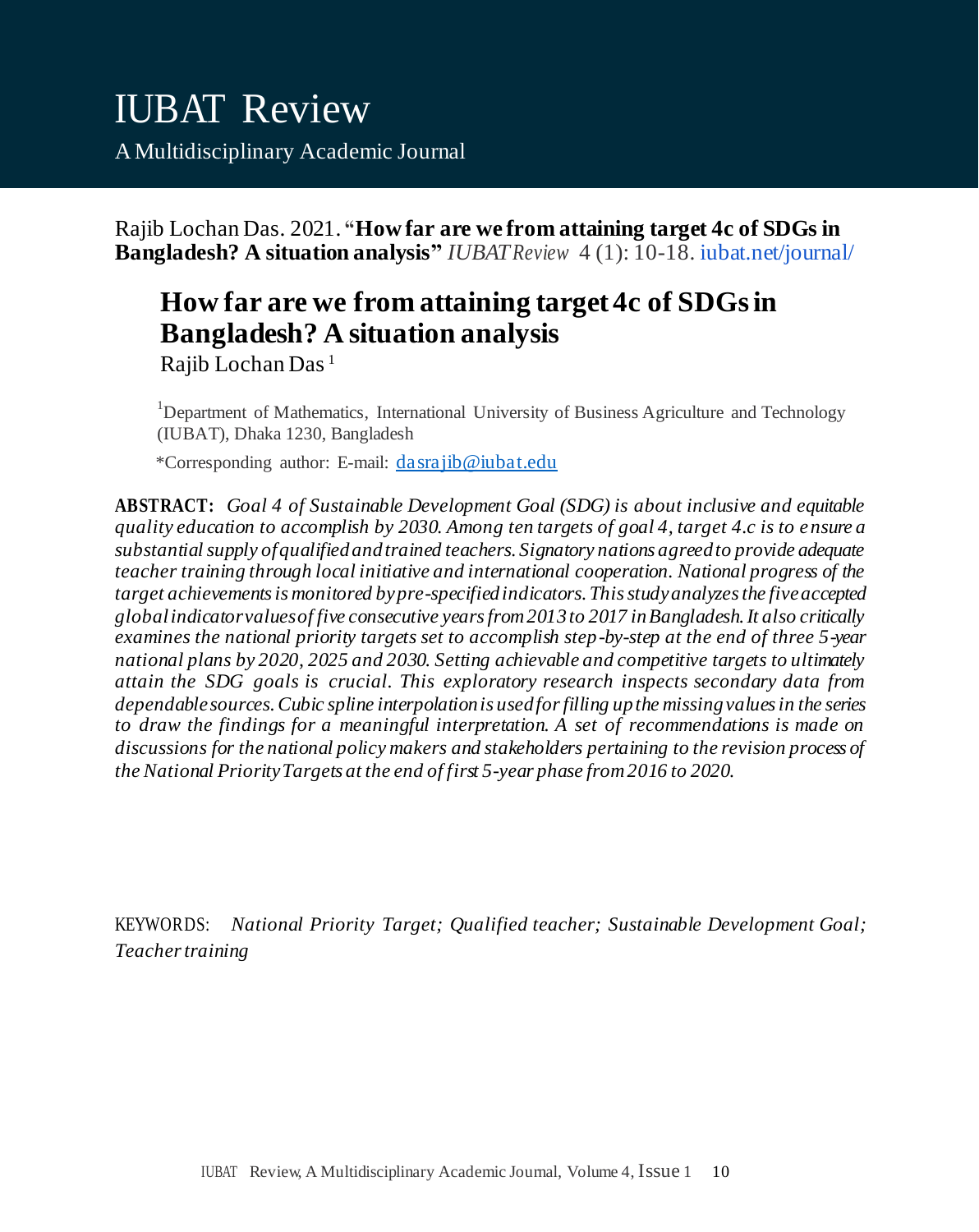# IUBAT Review

A Multidisciplinary Academic Journal

Rajib Lochan Das. 2021. "**How far are we from attaining target 4c of SDGs in Bangladesh? A situation analysis**" *IUBAT Review* 4 (1): 10-18. iubat.net/journal/

## How far are we from attaining target 4c of SDGs in Bangladesh? A situation analysis

Rajib Lochan Das [1]

[1]Department of Mathematics, International University of Business Agriculture and Technology (IUBAT), Dhaka 1230, Bangladesh

*Corresponding author: E-mail: dasrajib@iubat.edu

**ABSTRACT:** *Goal 4 of Sustainable Development Goal (SDG) is about inclusive and equitable quality education to accomplish by 2030. Among ten targets of goal 4, target 4.c is to ensure a substantial supply of qualified and trained teachers. Signatory nations agreed to provide adequate teacher training through local initiative and international cooperation. National progress of the target achievements is monitored by pre-specified indicators. This study analyzes the five accepted global indicator values of five consecutive years from 2013 to 2017 in Bangladesh. It also critically examines the national priority targets set to accomplish step-by-step at the end of three 5-year national plans by 2020, 2025 and 2030. Setting achievable and competitive targets to ultimately attain the SDG goals is crucial. This exploratory research inspects secondary data from dependable sources. Cubic spline interpolation is used for filling up the missing values in the series to draw the findings for a meaningful interpretation. A set of recommendations is made on discussions for the national policy makers and stakeholders pertaining to the revision process of the National Priority Targets at the end of first 5-year phase from 2016 to 2020.*

KEYWORDS: *National Priority Target; Qualified teacher; Sustainable Development Goal; Teacher training*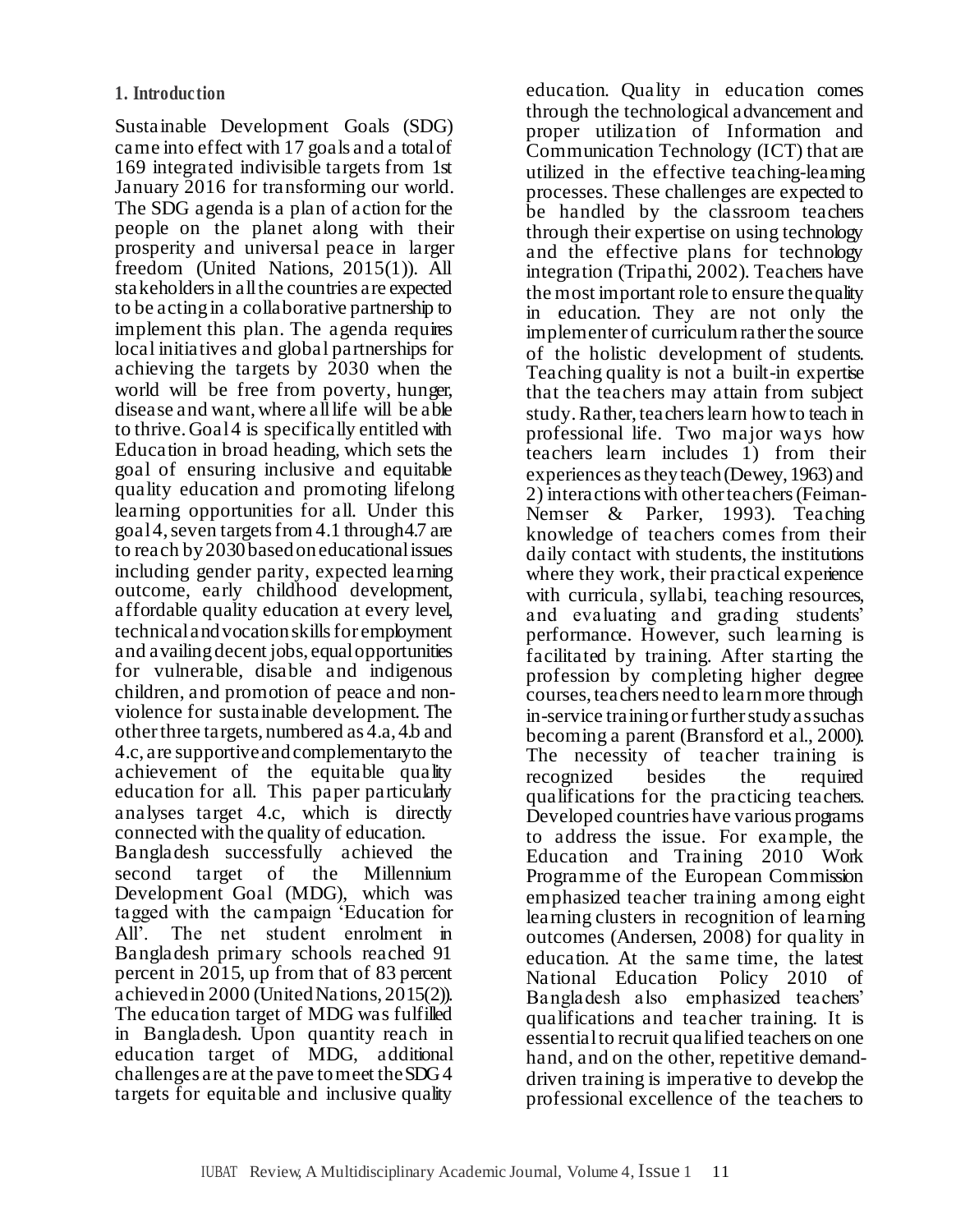## 1. Introduction

Sustainable Development Goals (SDG) came into effect with 17 goals and a total of 169 integrated indivisible targets from 1st January 2016 for transforming our world. The SDG agenda is a plan of action for the people on the planet along with their prosperity and universal peace in larger freedom (United Nations, 2015(1)). All stakeholders in all the countries are expected to be acting in a collaborative partnership to implement this plan. The agenda requires local initiatives and global partnerships for achieving the targets by 2030 when the world will be free from poverty, hunger, disease and want, where all life will be able to thrive. Goal 4 is specifically entitled with Education in broad heading, which sets the goal of ensuring inclusive and equitable quality education and promoting lifelong learning opportunities for all. Under this goal 4, seven targets from 4.1 through 4.7 are to reach by 2030 based on educational issues including gender parity, expected learning outcome, early childhood development, affordable quality education at every level, technical and vocation skills for employment and availing decent jobs, equal opportunities for vulnerable, disable and indigenous children, and promotion of peace and non-violence for sustainable development. The other three targets, numbered as 4.a, 4.b and 4.c, are supportive and complementary to the achievement of the equitable quality education for all. This paper particularly analyses target 4.c, which is directly connected with the quality of education.

Bangladesh successfully achieved the second target of the Millennium Development Goal (MDG), which was tagged with the campaign 'Education for All'. The net student enrolment in Bangladesh primary schools reached 91 percent in 2015, up from that of 83 percent achieved in 2000 (United Nations, 2015(2)). The education target of MDG was fulfilled in Bangladesh. Upon quantity reach in education target of MDG, additional challenges are at the pave to meet the SDG 4 targets for equitable and inclusive quality education. Quality in education comes through the technological advancement and proper utilization of Information and Communication Technology (ICT) that are utilized in the effective teaching-learning processes. These challenges are expected to be handled by the classroom teachers through their expertise on using technology and the effective plans for technology integration (Tripathi, 2002). Teachers have the most important role to ensure the quality in education. They are not only the implementer of curriculum rather the source of the holistic development of students. Teaching quality is not a built-in expertise that the teachers may attain from subject study. Rather, teachers learn how to teach in professional life. Two major ways how teachers learn includes 1) from their experiences as they teach (Dewey, 1963) and 2) interactions with other teachers (Feiman-Nemser & Parker, 1993). Teaching knowledge of teachers comes from their daily contact with students, the institutions where they work, their practical experience with curricula, syllabi, teaching resources, and evaluating and grading students' performance. However, such learning is facilitated by training. After starting the profession by completing higher degree courses, teachers need to learn more through in-service training or further study as such as becoming a parent (Bransford et al., 2000). The necessity of teacher training is recognized besides the required qualifications for the practicing teachers. Developed countries have various programs to address the issue. For example, the Education and Training 2010 Work Programme of the European Commission emphasized teacher training among eight learning clusters in recognition of learning outcomes (Andersen, 2008) for quality in education. At the same time, the latest National Education Policy 2010 of Bangladesh also emphasized teachers' qualifications and teacher training. It is essential to recruit qualified teachers on one hand, and on the other, repetitive demand-driven training is imperative to develop the professional excellence of the teachers to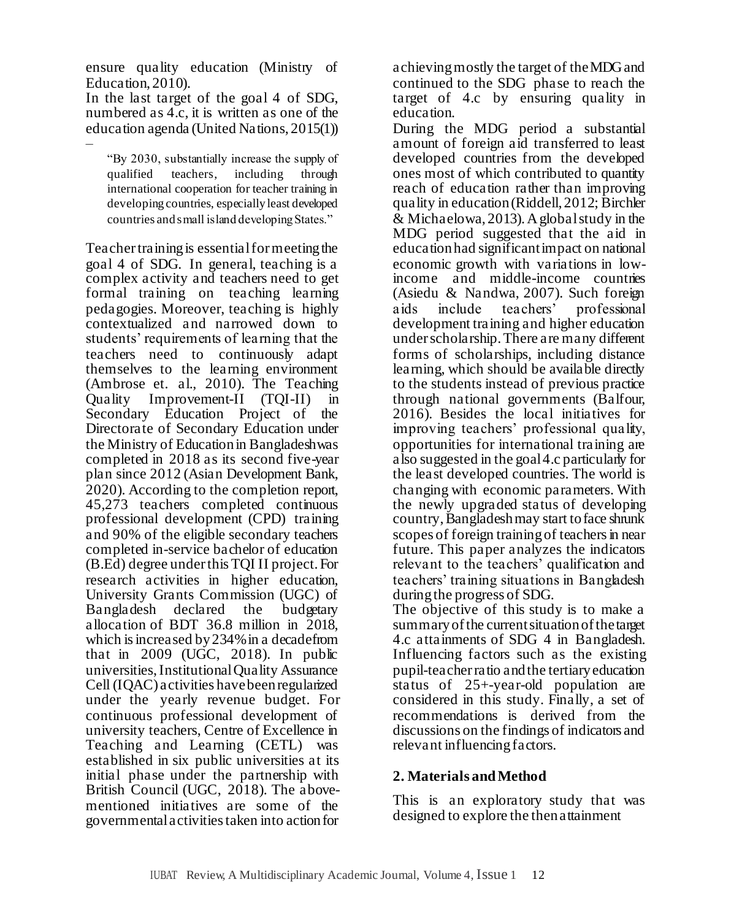ensure quality education (Ministry of Education, 2010).

In the last target of the goal 4 of SDG, numbered as 4.c, it is written as one of the education agenda (United Nations, 2015(1)) –

> "By 2030, substantially increase the supply of qualified teachers, including through international cooperation for teacher training in developing countries, especially least developed countries and small island developing States."

Teacher training is essential for meeting the goal 4 of SDG. In general, teaching is a complex activity and teachers need to get formal training on teaching learning pedagogies. Moreover, teaching is highly contextualized and narrowed down to students' requirements of learning that the teachers need to continuously adapt themselves to the learning environment (Ambrose et. al., 2010). The Teaching Quality Improvement-II (TQI-II) in Secondary Education Project of the Directorate of Secondary Education under the Ministry of Education in Bangladesh was completed in 2018 as its second five-year plan since 2012 (Asian Development Bank, 2020). According to the completion report, 45,273 teachers completed continuous professional development (CPD) training and 90% of the eligible secondary teachers completed in-service bachelor of education (B.Ed) degree under this TQI II project. For research activities in higher education, University Grants Commission (UGC) of Bangladesh declared the budgetary allocation of BDT 36.8 million in 2018, which is increased by 234% in a decade from that in 2009 (UGC, 2018). In public universities, Institutional Quality Assurance Cell (IQAC) activities have been regularized under the yearly revenue budget. For continuous professional development of university teachers, Centre of Excellence in Teaching and Learning (CETL) was established in six public universities at its initial phase under the partnership with British Council (UGC, 2018). The above-mentioned initiatives are some of the governmental activities taken into action for achieving mostly the target of the MDG and continued to the SDG phase to reach the target of 4.c by ensuring quality in education.

During the MDG period a substantial amount of foreign aid transferred to least developed countries from the developed ones most of which contributed to quantity reach of education rather than improving quality in education (Riddell, 2012; Birchler & Michaelowa, 2013). A global study in the MDG period suggested that the aid in education had significant impact on national economic growth with variations in low-income and middle-income countries (Asiedu & Nandwa, 2007). Such foreign aids include teachers' professional development training and higher education under scholarship. There are many different forms of scholarships, including distance learning, which should be available directly to the students instead of previous practice through national governments (Balfour, 2016). Besides the local initiatives for improving teachers' professional quality, opportunities for international training are also suggested in the goal 4.c particularly for the least developed countries. The world is changing with economic parameters. With the newly upgraded status of developing country, Bangladesh may start to face shrunk scopes of foreign training of teachers in near future. This paper analyzes the indicators relevant to the teachers' qualification and teachers' training situations in Bangladesh during the progress of SDG.

The objective of this study is to make a summary of the current situation of the target 4.c attainments of SDG 4 in Bangladesh. Influencing factors such as the existing pupil-teacher ratio and the tertiary education status of 25+-year-old population are considered in this study. Finally, a set of recommendations is derived from the discussions on the findings of indicators and relevant influencing factors.

## 2. Materials and Method

This is an exploratory study that was designed to explore the then attainment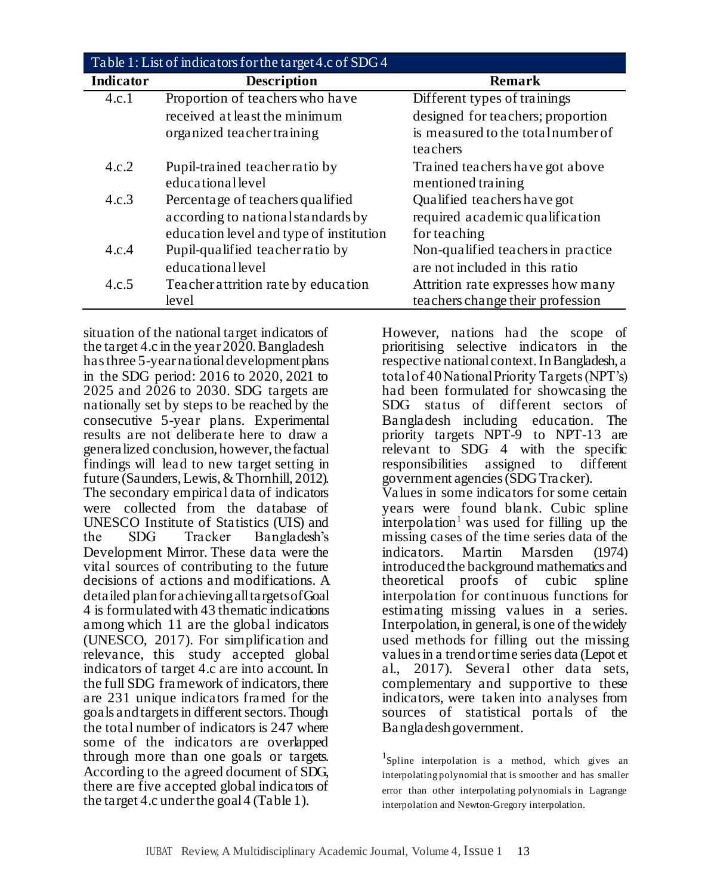Table 1: List of indicators for the target 4.c of SDG 4

| Indicator | Description | Remark |
|---|---|---|
| 4.c.1 | Proportion of teachers who have received at least the minimum organized teacher training | Different types of trainings designed for teachers; proportion is measured to the total number of teachers |
| 4.c.2 | Pupil-trained teacher ratio by educational level | Trained teachers have got above mentioned training |
| 4.c.3 | Percentage of teachers qualified according to national standards by education level and type of institution | Qualified teachers have got required academic qualification for teaching |
| 4.c.4 | Pupil-qualified teacher ratio by educational level | Non-qualified teachers in practice are not included in this ratio |
| 4.c.5 | Teacher attrition rate by education level | Attrition rate expresses how many teachers change their profession |

situation of the national target indicators of the target 4.c in the year 2020. Bangladesh has three 5-year national development plans in the SDG period: 2016 to 2020, 2021 to 2025 and 2026 to 2030. SDG targets are nationally set by steps to be reached by the consecutive 5-year plans. Experimental results are not deliberate here to draw a generalized conclusion, however, the factual findings will lead to new target setting in future (Saunders, Lewis, & Thornhill, 2012). The secondary empirical data of indicators were collected from the database of UNESCO Institute of Statistics (UIS) and the SDG Tracker Bangladesh's Development Mirror. These data were the vital sources of contributing to the future decisions of actions and modifications. A detailed plan for achieving all targets of Goal 4 is formulated with 43 thematic indications among which 11 are the global indicators (UNESCO, 2017). For simplification and relevance, this study accepted global indicators of target 4.c are into account. In the full SDG framework of indicators, there are 231 unique indicators framed for the goals and targets in different sectors. Though the total number of indicators is 247 where some of the indicators are overlapped through more than one goals or targets. According to the agreed document of SDG, there are five accepted global indicators of the target 4.c under the goal 4 (Table 1).

However, nations had the scope of prioritising selective indicators in the respective national context. In Bangladesh, a total of 40 National Priority Targets (NPT's) had been formulated for showcasing the SDG status of different sectors of Bangladesh including education. The priority targets NPT-9 to NPT-13 are relevant to SDG 4 with the specific responsibilities assigned to different government agencies (SDG Tracker).

Values in some indicators for some certain years were found blank. Cubic spline interpolation[1] was used for filling up the missing cases of the time series data of the indicators. Martin Marsden (1974) introduced the background mathematics and theoretical proofs of cubic spline interpolation for continuous functions for estimating missing values in a series. Interpolation, in general, is one of the widely used methods for filling out the missing values in a trend or time series data (Lepot et al., 2017). Several other data sets, complementary and supportive to these indicators, were taken into analyses from sources of statistical portals of the Bangladesh government.

[1]Spline interpolation is a method, which gives an interpolating polynomial that is smoother and has smaller error than other interpolating polynomials in Lagrange interpolation and Newton-Gregory interpolation.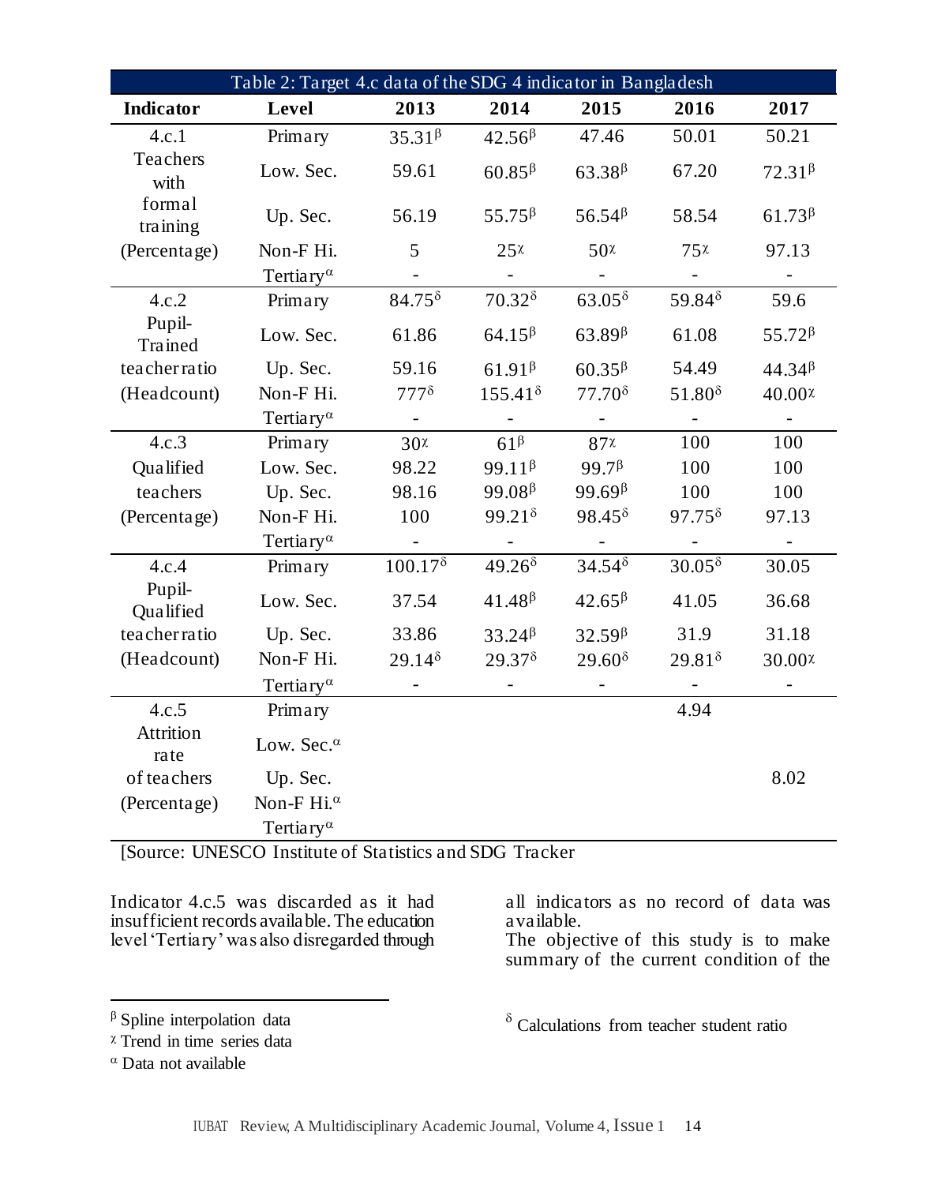Table 2: Target 4.c data of the SDG 4 indicator in Bangladesh

| Indicator | Level | 2013 | 2014 | 2015 | 2016 | 2017 |
|---|---|---|---|---|---|---|
| 4.c.1 Teachers with formal training (Percentage) | Primary | 35.31$^{\beta}$ | 42.56$^{\beta}$ | 47.46 | 50.01 | 50.21 |
| | Low. Sec. | 59.61 | 60.85$^{\beta}$ | 63.38$^{\beta}$ | 67.20 | 72.31$^{\beta}$ |
| | Up. Sec. | 56.19 | 55.75$^{\beta}$ | 56.54$^{\beta}$ | 58.54 | 61.73$^{\beta}$ |
| | Non-F Hi. | 5 | 25$^{\chi}$ | 50$^{\chi}$ | 75$^{\chi}$ | 97.13 |
| | Tertiary$^{\alpha}$ | - | - | - | - | - |
| 4.c.2 Pupil-Trained teacher ratio (Headcount) | Primary | 84.75$^{\delta}$ | 70.32$^{\delta}$ | 63.05$^{\delta}$ | 59.84$^{\delta}$ | 59.6 |
| | Low. Sec. | 61.86 | 64.15$^{\beta}$ | 63.89$^{\beta}$ | 61.08 | 55.72$^{\beta}$ |
| | Up. Sec. | 59.16 | 61.91$^{\beta}$ | 60.35$^{\beta}$ | 54.49 | 44.34$^{\beta}$ |
| | Non-F Hi. | 777$^{\delta}$ | 155.41$^{\delta}$ | 77.70$^{\delta}$ | 51.80$^{\delta}$ | 40.00$^{\chi}$ |
| | Tertiary$^{\alpha}$ | - | - | - | - | - |
| 4.c.3 Qualified teachers (Percentage) | Primary | 30$^{\chi}$ | 61$^{\beta}$ | 87$^{\chi}$ | 100 | 100 |
| | Low. Sec. | 98.22 | 99.11$^{\beta}$ | 99.7$^{\beta}$ | 100 | 100 |
| | Up. Sec. | 98.16 | 99.08$^{\beta}$ | 99.69$^{\beta}$ | 100 | 100 |
| | Non-F Hi. | 100 | 99.21$^{\delta}$ | 98.45$^{\delta}$ | 97.75$^{\delta}$ | 97.13 |
| | Tertiary$^{\alpha}$ | - | - | - | - | - |
| 4.c.4 Pupil-Qualified teacher ratio (Headcount) | Primary | 100.17$^{\delta}$ | 49.26$^{\delta}$ | 34.54$^{\delta}$ | 30.05$^{\delta}$ | 30.05 |
| | Low. Sec. | 37.54 | 41.48$^{\beta}$ | 42.65$^{\beta}$ | 41.05 | 36.68 |
| | Up. Sec. | 33.86 | 33.24$^{\beta}$ | 32.59$^{\beta}$ | 31.9 | 31.18 |
| | Non-F Hi. | 29.14$^{\delta}$ | 29.37$^{\delta}$ | 29.60$^{\delta}$ | 29.81$^{\delta}$ | 30.00$^{\chi}$ |
| | Tertiary$^{\alpha}$ | - | - | - | - | - |
| 4.c.5 Attrition rate of teachers (Percentage) | Primary | | | | 4.94 | |
| | Low. Sec.$^{\alpha}$ | | | | | |
| | Up. Sec. | | | | | 8.02 |
| | Non-F Hi.$^{\alpha}$ | | | | | |
| | Tertiary$^{\alpha}$ | | | | | |

[Source: UNESCO Institute of Statistics and SDG Tracker

Indicator 4.c.5 was discarded as it had insufficient records available. The education level 'Tertiary' was also disregarded through all indicators as no record of data was available.

The objective of this study is to make summary of the current condition of the

$^{\beta}$ Spline interpolation data

$^{\chi}$ Trend in time series data

$^{\alpha}$ Data not available

$^{\delta}$ Calculations from teacher student ratio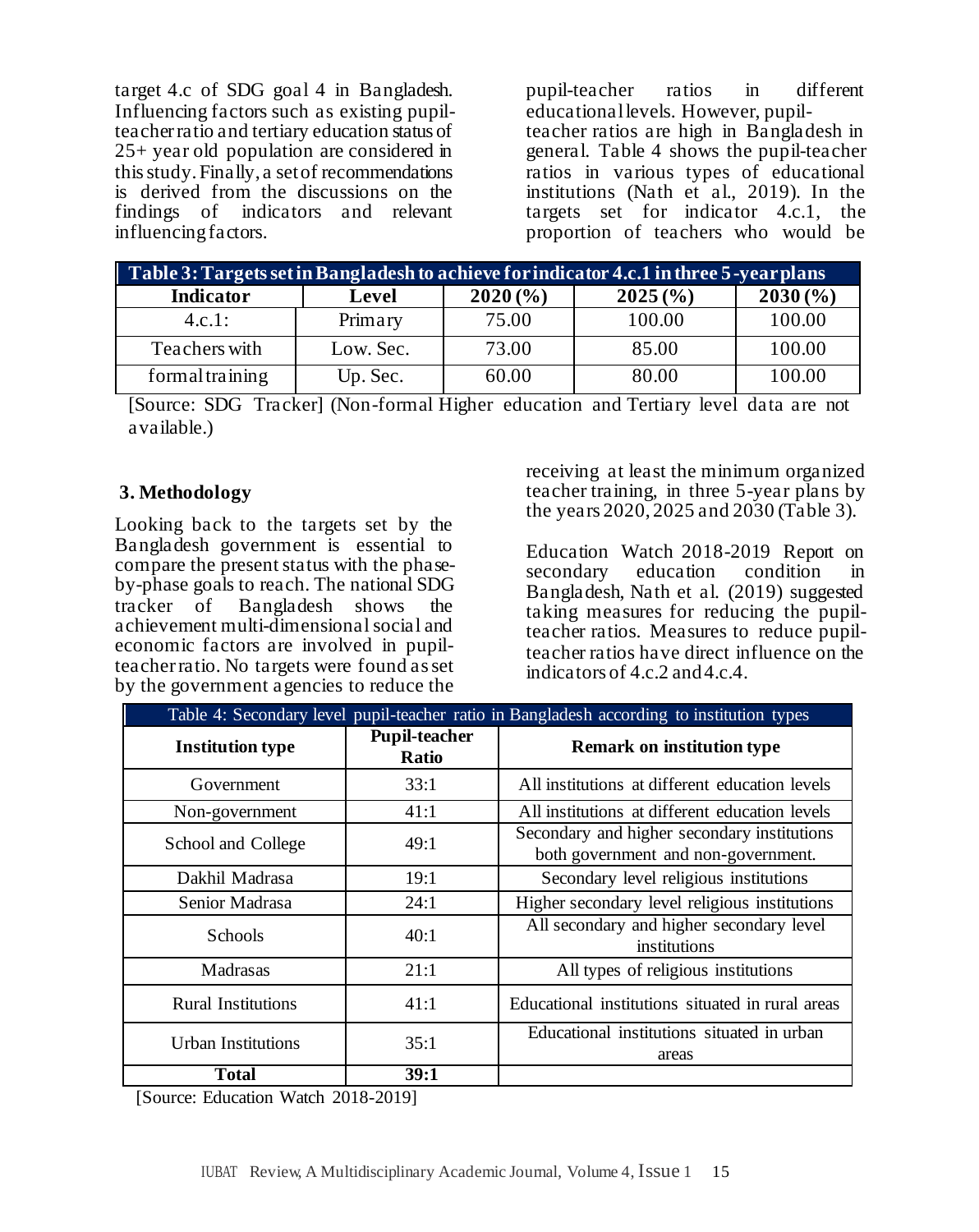target 4.c of SDG goal 4 in Bangladesh. Influencing factors such as existing pupil-teacher ratio and tertiary education status of 25+ year old population are considered in this study. Finally, a set of recommendations is derived from the discussions on the findings of indicators and relevant influencing factors.

pupil-teacher ratios in different educational levels. However, pupil-teacher ratios are high in Bangladesh in general. Table 4 shows the pupil-teacher ratios in various types of educational institutions (Nath et al., 2019). In the targets set for indicator 4.c.1, the proportion of teachers who would be

**Table 3: Targets set in Bangladesh to achieve for indicator 4.c.1 in three 5-year plans**

| Indicator | Level | 2020 (%) | 2025 (%) | 2030 (%) |
|---|---|---|---|---|
| 4.c.1: | Primary | 75.00 | 100.00 | 100.00 |
| Teachers with | Low. Sec. | 73.00 | 85.00 | 100.00 |
| formal training | Up. Sec. | 60.00 | 80.00 | 100.00 |

[Source: SDG Tracker] (Non-formal Higher education and Tertiary level data are not available.)

## 3. Methodology

Looking back to the targets set by the Bangladesh government is essential to compare the present status with the phase-by-phase goals to reach. The national SDG tracker of Bangladesh shows the achievement multi-dimensional social and economic factors are involved in pupil-teacher ratio. No targets were found as set by the government agencies to reduce the

receiving at least the minimum organized teacher training, in three 5-year plans by the years 2020, 2025 and 2030 (Table 3).

Education Watch 2018-2019 Report on secondary education condition in Bangladesh, Nath et al. (2019) suggested taking measures for reducing the pupil-teacher ratios. Measures to reduce pupil-teacher ratios have direct influence on the indicators of 4.c.2 and 4.c.4.

Table 4: Secondary level pupil-teacher ratio in Bangladesh according to institution types

| Institution type | Pupil-teacher Ratio | Remark on institution type |
|---|---|---|
| Government | 33:1 | All institutions at different education levels |
| Non-government | 41:1 | All institutions at different education levels |
| School and College | 49:1 | Secondary and higher secondary institutions both government and non-government. |
| Dakhil Madrasa | 19:1 | Secondary level religious institutions |
| Senior Madrasa | 24:1 | Higher secondary level religious institutions |
| Schools | 40:1 | All secondary and higher secondary level institutions |
| Madrasas | 21:1 | All types of religious institutions |
| Rural Institutions | 41:1 | Educational institutions situated in rural areas |
| Urban Institutions | 35:1 | Educational institutions situated in urban areas |
| **Total** | **39:1** | |

[Source: Education Watch 2018-2019]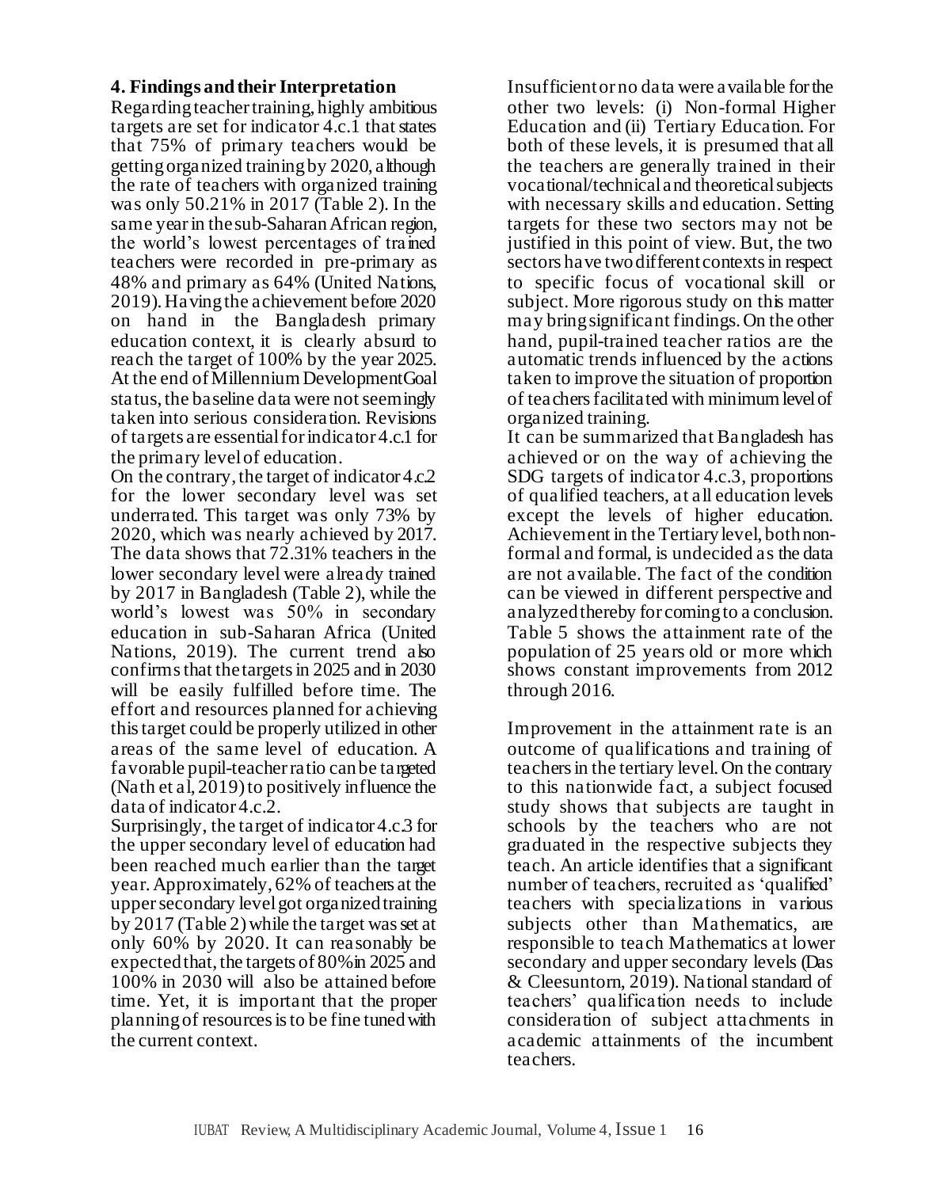### 4. Findings and their Interpretation

Regarding teacher training, highly ambitious targets are set for indicator 4.c.1 that states that 75% of primary teachers would be getting organized training by 2020, although the rate of teachers with organized training was only 50.21% in 2017 (Table 2). In the same year in the sub-Saharan African region, the world's lowest percentages of trained teachers were recorded in pre-primary as 48% and primary as 64% (United Nations, 2019). Having the achievement before 2020 on hand in the Bangladesh primary education context, it is clearly absurd to reach the target of 100% by the year 2025. At the end of Millennium Development Goal status, the baseline data were not seemingly taken into serious consideration. Revisions of targets are essential for indicator 4.c.1 for the primary level of education.

On the contrary, the target of indicator 4.c.2 for the lower secondary level was set underrated. This target was only 73% by 2020, which was nearly achieved by 2017. The data shows that 72.31% teachers in the lower secondary level were already trained by 2017 in Bangladesh (Table 2), while the world's lowest was 50% in secondary education in sub-Saharan Africa (United Nations, 2019). The current trend also confirms that the targets in 2025 and in 2030 will be easily fulfilled before time. The effort and resources planned for achieving this target could be properly utilized in other areas of the same level of education. A favorable pupil-teacher ratio can be targeted (Nath et al, 2019) to positively influence the data of indicator 4.c.2.

Surprisingly, the target of indicator 4.c.3 for the upper secondary level of education had been reached much earlier than the target year. Approximately, 62% of teachers at the upper secondary level got organized training by 2017 (Table 2) while the target was set at only 60% by 2020. It can reasonably be expected that, the targets of 80% in 2025 and 100% in 2030 will also be attained before time. Yet, it is important that the proper planning of resources is to be fine tuned with the current context.

Insufficient or no data were available for the other two levels: (i) Non-formal Higher Education and (ii) Tertiary Education. For both of these levels, it is presumed that all the teachers are generally trained in their vocational/technical and theoretical subjects with necessary skills and education. Setting targets for these two sectors may not be justified in this point of view. But, the two sectors have two different contexts in respect to specific focus of vocational skill or subject. More rigorous study on this matter may bring significant findings. On the other hand, pupil-trained teacher ratios are the automatic trends influenced by the actions taken to improve the situation of proportion of teachers facilitated with minimum level of organized training.

It can be summarized that Bangladesh has achieved or on the way of achieving the SDG targets of indicator 4.c.3, proportions of qualified teachers, at all education levels except the levels of higher education. Achievement in the Tertiary level, both non-formal and formal, is undecided as the data are not available. The fact of the condition can be viewed in different perspective and analyzed thereby for coming to a conclusion. Table 5 shows the attainment rate of the population of 25 years old or more which shows constant improvements from 2012 through 2016.

Improvement in the attainment rate is an outcome of qualifications and training of teachers in the tertiary level. On the contrary to this nationwide fact, a subject focused study shows that subjects are taught in schools by the teachers who are not graduated in the respective subjects they teach. An article identifies that a significant number of teachers, recruited as 'qualified' teachers with specializations in various subjects other than Mathematics, are responsible to teach Mathematics at lower secondary and upper secondary levels (Das & Cleesuntorn, 2019). National standard of teachers' qualification needs to include consideration of subject attachments in academic attainments of the incumbent teachers.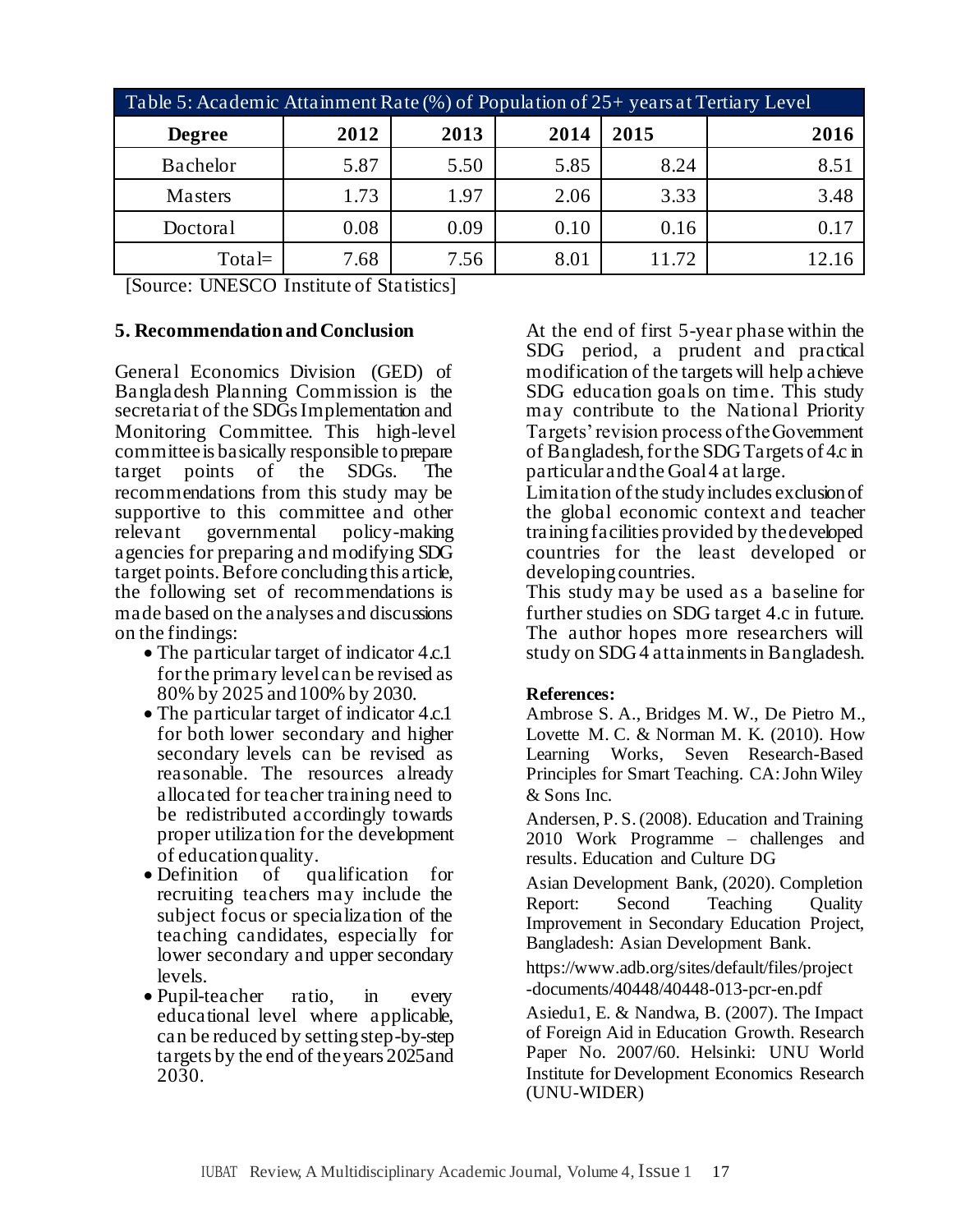Table 5: Academic Attainment Rate (%) of Population of 25+ years at Tertiary Level

| Degree | 2012 | 2013 | 2014 | 2015 | 2016 |
|---|---|---|---|---|---|
| Bachelor | 5.87 | 5.50 | 5.85 | 8.24 | 8.51 |
| Masters | 1.73 | 1.97 | 2.06 | 3.33 | 3.48 |
| Doctoral | 0.08 | 0.09 | 0.10 | 0.16 | 0.17 |
| Total= | 7.68 | 7.56 | 8.01 | 11.72 | 12.16 |

[Source: UNESCO Institute of Statistics]

## 5. Recommendation and Conclusion

General Economics Division (GED) of Bangladesh Planning Commission is the secretariat of the SDGs Implementation and Monitoring Committee. This high-level committee is basically responsible to prepare target points of the SDGs. The recommendations from this study may be supportive to this committee and other relevant governmental policy-making agencies for preparing and modifying SDG target points. Before concluding this article, the following set of recommendations is made based on the analyses and discussions on the findings:

- The particular target of indicator 4.c.1 for the primary level can be revised as 80% by 2025 and 100% by 2030.
- The particular target of indicator 4.c.1 for both lower secondary and higher secondary levels can be revised as reasonable. The resources already allocated for teacher training need to be redistributed accordingly towards proper utilization for the development of education quality.
- Definition of qualification for recruiting teachers may include the subject focus or specialization of the teaching candidates, especially for lower secondary and upper secondary levels.
- Pupil-teacher ratio, in every educational level where applicable, can be reduced by setting step-by-step targets by the end of the years 2025and 2030.

At the end of first 5-year phase within the SDG period, a prudent and practical modification of the targets will help achieve SDG education goals on time. This study may contribute to the National Priority Targets' revision process of the Government of Bangladesh, for the SDG Targets of 4.c in particular and the Goal 4 at large.

Limitation of the study includes exclusion of the global economic context and teacher training facilities provided by the developed countries for the least developed or developing countries.

This study may be used as a baseline for further studies on SDG target 4.c in future. The author hopes more researchers will study on SDG 4 attainments in Bangladesh.

**References:**

Ambrose S. A., Bridges M. W., De Pietro M., Lovette M. C. & Norman M. K. (2010). How Learning Works, Seven Research-Based Principles for Smart Teaching. CA: John Wiley & Sons Inc.

Andersen, P. S. (2008). Education and Training 2010 Work Programme – challenges and results. Education and Culture DG

Asian Development Bank, (2020). Completion Report: Second Teaching Quality Improvement in Secondary Education Project, Bangladesh: Asian Development Bank.

https://www.adb.org/sites/default/files/project-documents/40448/40448-013-pcr-en.pdf

Asiedu1, E. & Nandwa, B. (2007). The Impact of Foreign Aid in Education Growth. Research Paper No. 2007/60. Helsinki: UNU World Institute for Development Economics Research (UNU-WIDER)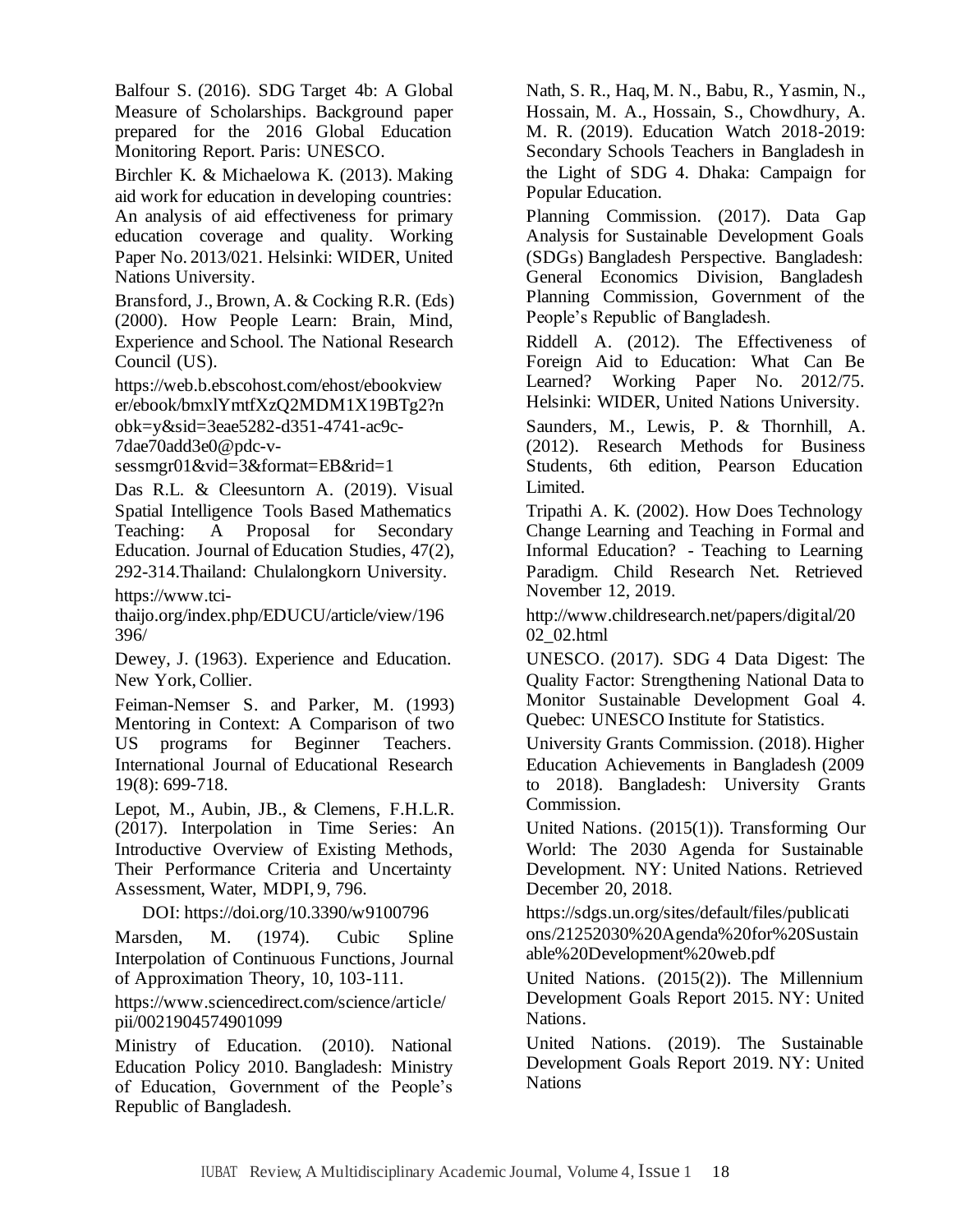Balfour S. (2016). SDG Target 4b: A Global Measure of Scholarships. Background paper prepared for the 2016 Global Education Monitoring Report. Paris: UNESCO.

Birchler K. & Michaelowa K. (2013). Making aid work for education in developing countries: An analysis of aid effectiveness for primary education coverage and quality. Working Paper No. 2013/021. Helsinki: WIDER, United Nations University.

Bransford, J., Brown, A. & Cocking R.R. (Eds) (2000). How People Learn: Brain, Mind, Experience and School. The National Research Council (US).

https://web.b.ebscohost.com/ehost/ebookviewer/ebook/bmxlYmtfXzQ2MDM1X19BTg2?nobk=y&sid=3eae5282-d351-4741-ac9c-7dae70add3e0@pdc-v-sessmgr01&vid=3&format=EB&rid=1

Das R.L. & Cleesuntorn A. (2019). Visual Spatial Intelligence Tools Based Mathematics Teaching: A Proposal for Secondary Education. Journal of Education Studies, 47(2), 292-314.Thailand: Chulalongkorn University.

https://www.tci-thaijo.org/index.php/EDUCU/article/view/196396/

Dewey, J. (1963). Experience and Education. New York, Collier.

Feiman-Nemser S. and Parker, M. (1993) Mentoring in Context: A Comparison of two US programs for Beginner Teachers. International Journal of Educational Research 19(8): 699-718.

Lepot, M., Aubin, JB., & Clemens, F.H.L.R. (2017). Interpolation in Time Series: An Introductive Overview of Existing Methods, Their Performance Criteria and Uncertainty Assessment, Water, MDPI, 9, 796.

DOI: https://doi.org/10.3390/w9100796

Marsden, M. (1974). Cubic Spline Interpolation of Continuous Functions, Journal of Approximation Theory, 10, 103-111.

https://www.sciencedirect.com/science/article/pii/0021904574901099

Ministry of Education. (2010). National Education Policy 2010. Bangladesh: Ministry of Education, Government of the People's Republic of Bangladesh.

Nath, S. R., Haq, M. N., Babu, R., Yasmin, N., Hossain, M. A., Hossain, S., Chowdhury, A. M. R. (2019). Education Watch 2018-2019: Secondary Schools Teachers in Bangladesh in the Light of SDG 4. Dhaka: Campaign for Popular Education.

Planning Commission. (2017). Data Gap Analysis for Sustainable Development Goals (SDGs) Bangladesh Perspective. Bangladesh: General Economics Division, Bangladesh Planning Commission, Government of the People's Republic of Bangladesh.

Riddell A. (2012). The Effectiveness of Foreign Aid to Education: What Can Be Learned? Working Paper No. 2012/75. Helsinki: WIDER, United Nations University.

Saunders, M., Lewis, P. & Thornhill, A. (2012). Research Methods for Business Students, 6th edition, Pearson Education Limited.

Tripathi A. K. (2002). How Does Technology Change Learning and Teaching in Formal and Informal Education? - Teaching to Learning Paradigm. Child Research Net. Retrieved November 12, 2019.

http://www.childresearch.net/papers/digital/2002_02.html

UNESCO. (2017). SDG 4 Data Digest: The Quality Factor: Strengthening National Data to Monitor Sustainable Development Goal 4. Quebec: UNESCO Institute for Statistics.

University Grants Commission. (2018). Higher Education Achievements in Bangladesh (2009 to 2018). Bangladesh: University Grants Commission.

United Nations. (2015(1)). Transforming Our World: The 2030 Agenda for Sustainable Development. NY: United Nations. Retrieved December 20, 2018.

https://sdgs.un.org/sites/default/files/publications/21252030%20Agenda%20for%20Sustainable%20Development%20web.pdf

United Nations. (2015(2)). The Millennium Development Goals Report 2015. NY: United Nations.

United Nations. (2019). The Sustainable Development Goals Report 2019. NY: United Nations